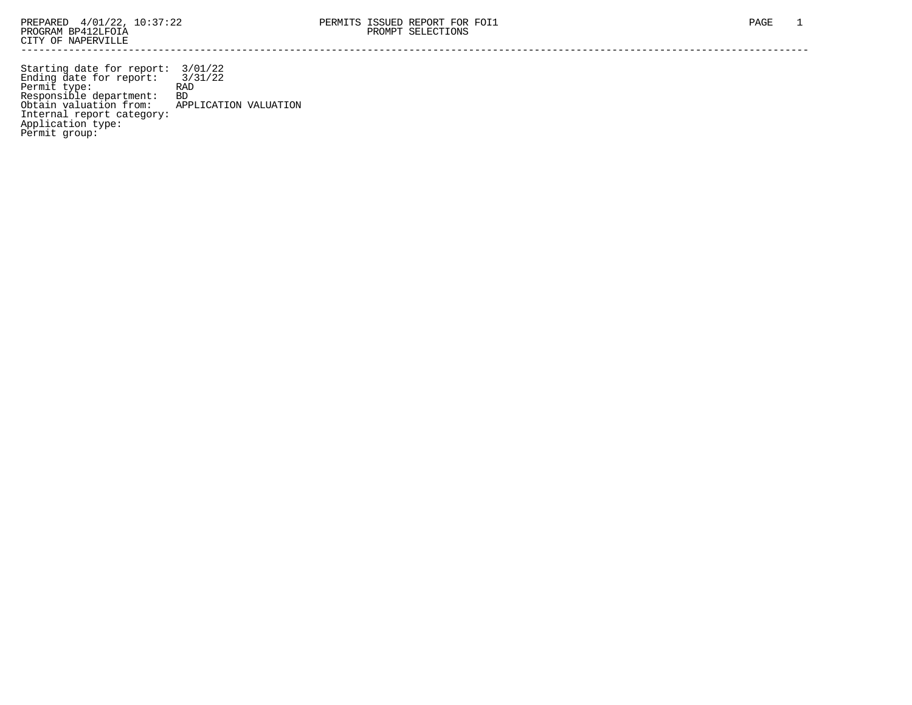PREPARED 4/01/22, 10:37:22
PROGRAM BP412LFOIA
CITY OF NAPERVILLE

PERMITS ISSUED REPORT FOR FOI1
PROMPT SELECTIONS

---

Starting date for report: 3/01/22
Ending date for report: 3/31/22
Permit type: RAD
Responsible department: BD
Obtain valuation from: APPLICATION VALUATION
Internal report category:
Application type:
Permit group: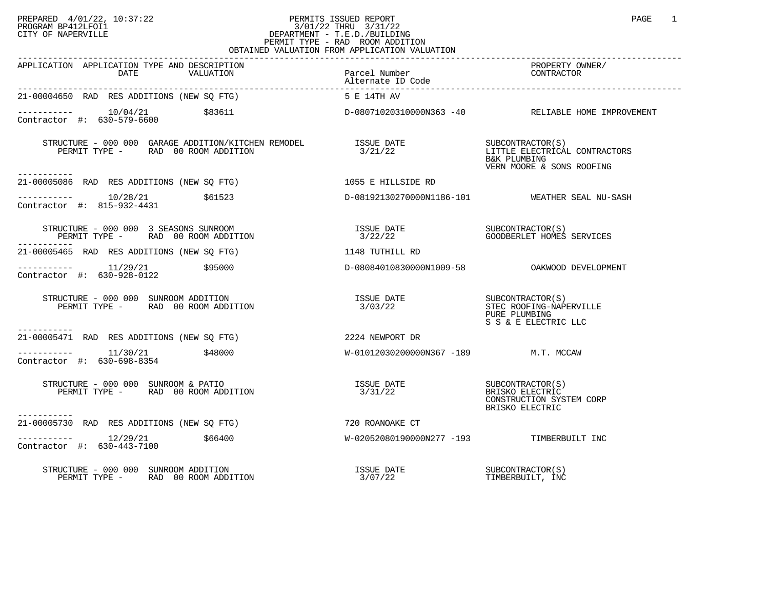PREPARED 4/01/22, 10:37:22
PROGRAM BP412LFOI1
CITY OF NAPERVILLE

# PERMITS ISSUED REPORT

3/01/22 THRU 3/31/22
DEPARTMENT - T.E.D./BUILDING
PERMIT TYPE - RAD ROOM ADDITION
OBTAINED VALUATION FROM APPLICATION VALUATION

| APPLICATION | APPLICATION TYPE AND DESCRIPTION / DATE / VALUATION | Parcel Number / Alternate ID Code | PROPERTY OWNER/ CONTRACTOR |
|---|---|---|---|
| 21-00004650 | RAD RES ADDITIONS (NEW SQ FTG) | 5 E 14TH AV | |
| Contractor #: 630-579-6600 | 10/04/21 $83611 | D-08071020310000N363 -40 | RELIABLE HOME IMPROVEMENT |
| | STRUCTURE - 000 000 GARAGE ADDITION/KITCHEN REMODEL<br>PERMIT TYPE - RAD 00 ROOM ADDITION | ISSUE DATE 3/21/22 | SUBCONTRACTOR(S)<br>LITTLE ELECTRICAL CONTRACTORS<br>B&K PLUMBING<br>VERN MOORE & SONS ROOFING |
| 21-00005086 | RAD RES ADDITIONS (NEW SQ FTG) | 1055 E HILLSIDE RD | |
| Contractor #: 815-932-4431 | 10/28/21 $61523 | D-08192130270000N1186-101 | WEATHER SEAL NU-SASH |
| | STRUCTURE - 000 000 3 SEASONS SUNROOM<br>PERMIT TYPE - RAD 00 ROOM ADDITION | ISSUE DATE 3/22/22 | SUBCONTRACTOR(S)<br>GOODBERLET HOMES SERVICES |
| 21-00005465 | RAD RES ADDITIONS (NEW SQ FTG) | 1148 TUTHILL RD | |
| Contractor #: 630-928-0122 | 11/29/21 $95000 | D-08084010830000N1009-58 | OAKWOOD DEVELOPMENT |
| | STRUCTURE - 000 000 SUNROOM ADDITION<br>PERMIT TYPE - RAD 00 ROOM ADDITION | ISSUE DATE 3/03/22 | SUBCONTRACTOR(S)<br>STEC ROOFING-NAPERVILLE<br>PURE PLUMBING<br>S S & E ELECTRIC LLC |
| 21-00005471 | RAD RES ADDITIONS (NEW SQ FTG) | 2224 NEWPORT DR | |
| Contractor #: 630-698-8354 | 11/30/21 $48000 | W-01012030200000N367 -189 | M.T. MCCAW |
| | STRUCTURE - 000 000 SUNROOM & PATIO<br>PERMIT TYPE - RAD 00 ROOM ADDITION | ISSUE DATE 3/31/22 | SUBCONTRACTOR(S)<br>BRISKO ELECTRIC<br>CONSTRUCTION SYSTEM CORP<br>BRISKO ELECTRIC |
| 21-00005730 | RAD RES ADDITIONS (NEW SQ FTG) | 720 ROANOAKE CT | |
| Contractor #: 630-443-7100 | 12/29/21 $66400 | W-02052080190000N277 -193 | TIMBERBUILT INC |
| | STRUCTURE - 000 000 SUNROOM ADDITION<br>PERMIT TYPE - RAD 00 ROOM ADDITION | ISSUE DATE 3/07/22 | SUBCONTRACTOR(S)<br>TIMBERBUILT, INC |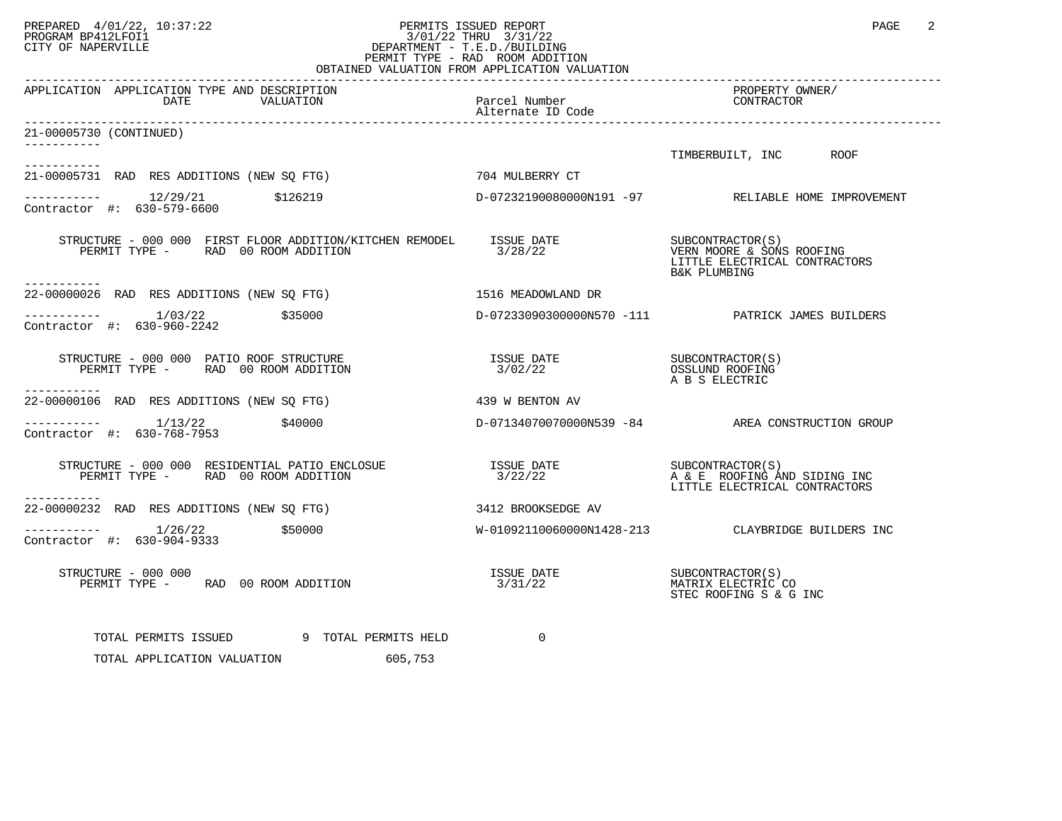PERMITS ISSUED REPORT
3/01/22 THRU 3/31/22
DEPARTMENT - T.E.D./BUILDING
PERMIT TYPE - RAD ROOM ADDITION
OBTAINED VALUATION FROM APPLICATION VALUATION

| APPLICATION | APPLICATION TYPE AND DESCRIPTION / DATE / VALUATION | Parcel Number / Alternate ID Code | PROPERTY OWNER/ CONTRACTOR |
|---|---|---|---|
| 21-00005730 (CONTINUED) | | | TIMBERBUILT, INC ROOF |
| 21-00005731 | RAD RES ADDITIONS (NEW SQ FTG) | 704 MULBERRY CT | |
| | 12/29/21 $126219 | D-07232190080000N191 -97 | RELIABLE HOME IMPROVEMENT |
| Contractor #: 630-579-6600 | | | |
| | STRUCTURE - 000 000 FIRST FLOOR ADDITION/KITCHEN REMODEL<br>PERMIT TYPE - RAD 00 ROOM ADDITION | ISSUE DATE<br>3/28/22 | SUBCONTRACTOR(S)<br>VERN MOORE & SONS ROOFING<br>LITTLE ELECTRICAL CONTRACTORS<br>B&K PLUMBING |
| 22-00000026 | RAD RES ADDITIONS (NEW SQ FTG) | 1516 MEADOWLAND DR | |
| | 1/03/22 $35000 | D-07233090300000N570 -111 | PATRICK JAMES BUILDERS |
| Contractor #: 630-960-2242 | | | |
| | STRUCTURE - 000 000 PATIO ROOF STRUCTURE<br>PERMIT TYPE - RAD 00 ROOM ADDITION | ISSUE DATE<br>3/02/22 | SUBCONTRACTOR(S)<br>OSSLUND ROOFING<br>A B S ELECTRIC |
| 22-00000106 | RAD RES ADDITIONS (NEW SQ FTG) | 439 W BENTON AV | |
| | 1/13/22 $40000 | D-07134070070000N539 -84 | AREA CONSTRUCTION GROUP |
| Contractor #: 630-768-7953 | | | |
| | STRUCTURE - 000 000 RESIDENTIAL PATIO ENCLOSUE<br>PERMIT TYPE - RAD 00 ROOM ADDITION | ISSUE DATE<br>3/22/22 | SUBCONTRACTOR(S)<br>A & E ROOFING AND SIDING INC<br>LITTLE ELECTRICAL CONTRACTORS |
| 22-00000232 | RAD RES ADDITIONS (NEW SQ FTG) | 3412 BROOKSEDGE AV | |
| | 1/26/22 $50000 | W-01092110060000N1428-213 | CLAYBRIDGE BUILDERS INC |
| Contractor #: 630-904-9333 | | | |
| | STRUCTURE - 000 000<br>PERMIT TYPE - RAD 00 ROOM ADDITION | ISSUE DATE<br>3/31/22 | SUBCONTRACTOR(S)<br>MATRIX ELECTRIC CO<br>STEC ROOFING S & G INC |

TOTAL PERMITS ISSUED 9 TOTAL PERMITS HELD 0

TOTAL APPLICATION VALUATION 605,753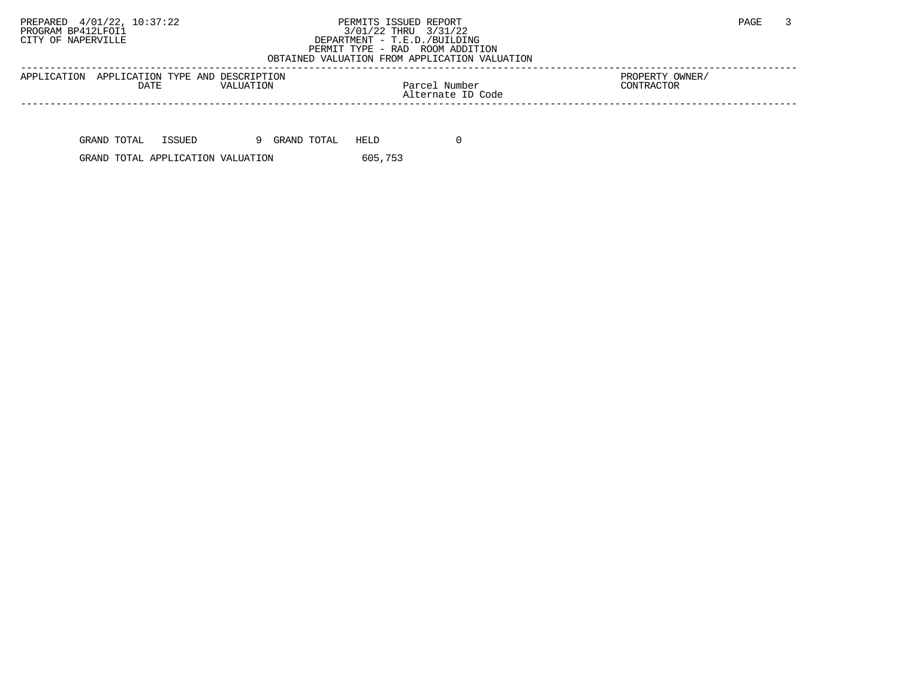PREPARED 4/01/22, 10:37:22
PROGRAM BP412LFOI1
CITY OF NAPERVILLE

PERMITS ISSUED REPORT
3/01/22 THRU 3/31/22
DEPARTMENT - T.E.D./BUILDING
PERMIT TYPE - RAD ROOM ADDITION
OBTAINED VALUATION FROM APPLICATION VALUATION

| APPLICATION | APPLICATION TYPE AND DESCRIPTION DATE | VALUATION | Parcel Number Alternate ID Code | PROPERTY OWNER/ CONTRACTOR |
|---|---|---|---|---|

GRAND TOTAL ISSUED 9 GRAND TOTAL HELD 0

GRAND TOTAL APPLICATION VALUATION 605,753